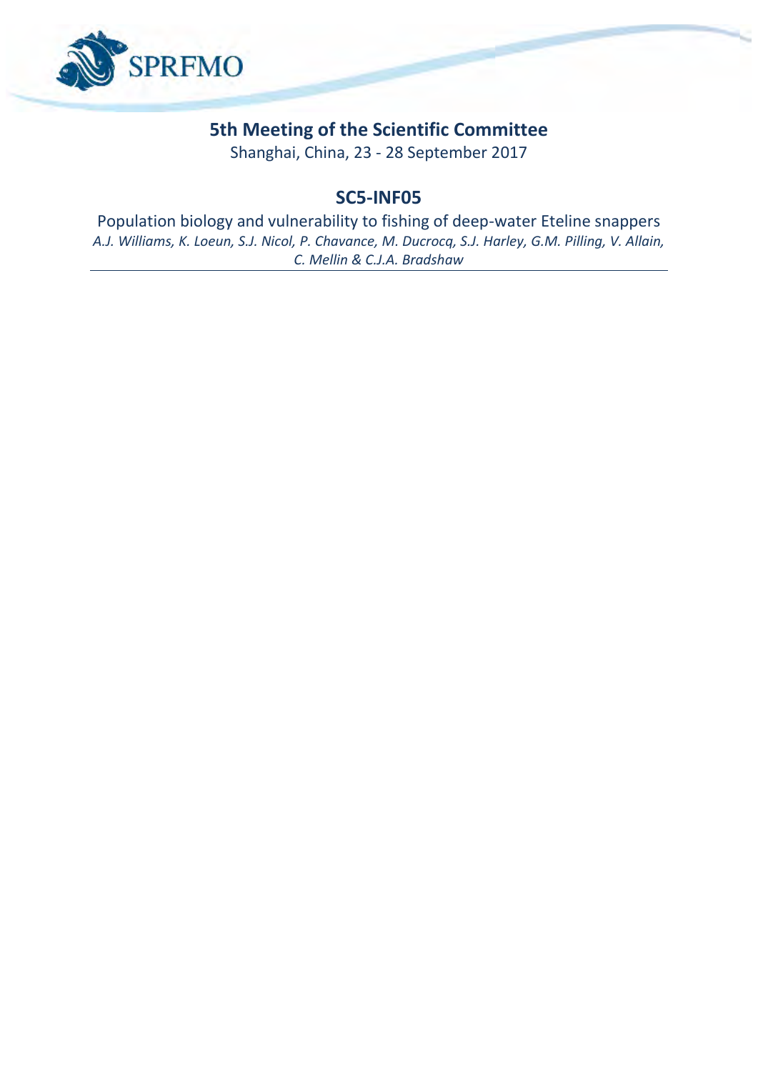SPRFMO

# 5th Meeting of the Scientific Committee

Shanghai, China, 23 - 28 September 2017

## SC5-INF05

Population biology and vulnerability to fishing of deep-water Eteline snappers

*A.J. Williams, K. Loeun, S.J. Nicol, P. Chavance, M. Ducrocq, S.J. Harley, G.M. Pilling, V. Allain, C. Mellin & C.J.A. Bradshaw*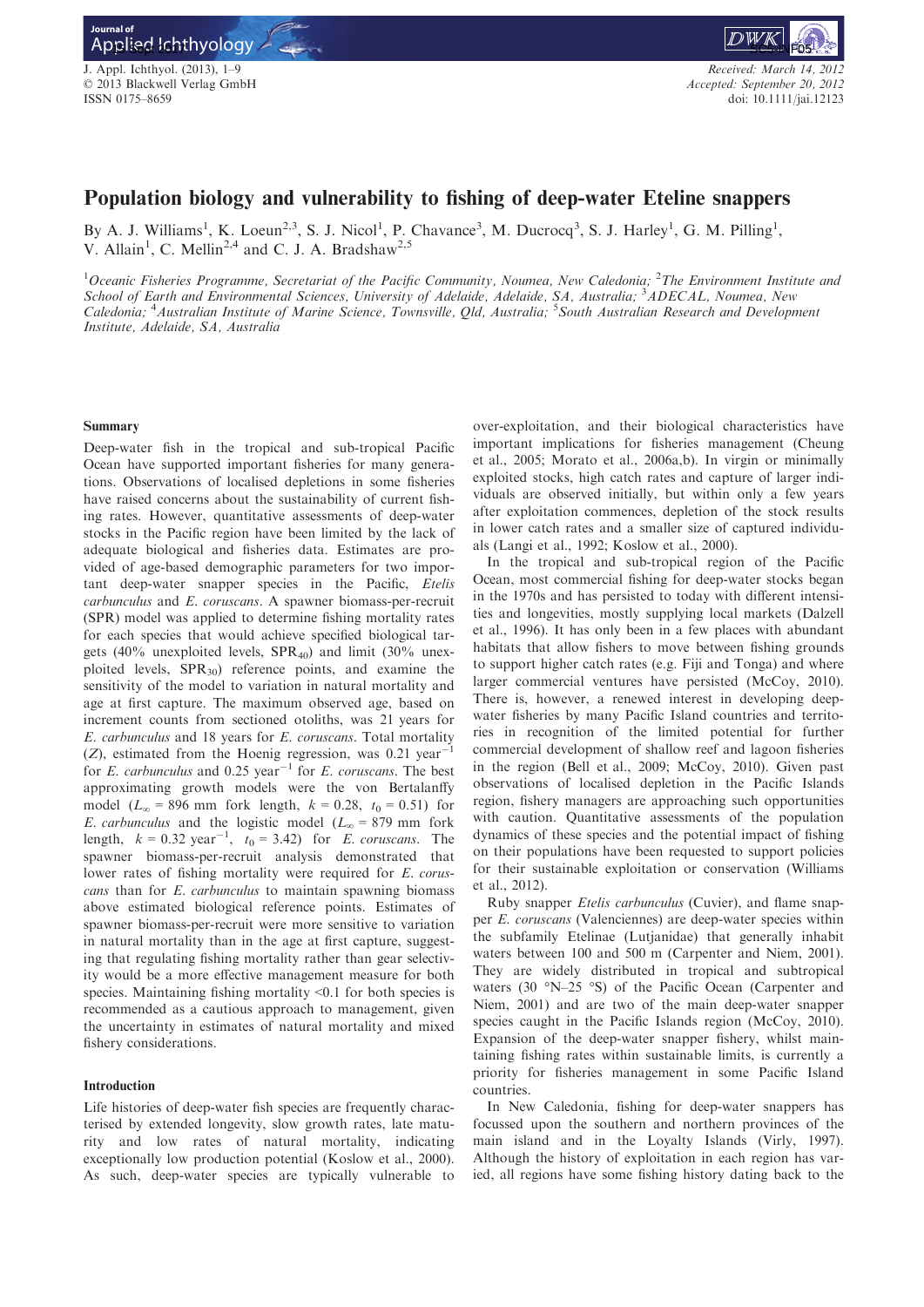# Population biology and vulnerability to fishing of deep-water Eteline snappers

By A. J. Williams[1], K. Loeun[2,3], S. J. Nicol[1], P. Chavance[3], M. Ducrocq[3], S. J. Harley[1], G. M. Pilling[1], V. Allain[1], C. Mellin[2,4] and C. J. A. Bradshaw[2,5]

[1]Oceanic Fisheries Programme, Secretariat of the Pacific Community, Noumea, New Caledonia; [2]The Environment Institute and School of Earth and Environmental Sciences, University of Adelaide, Adelaide, SA, Australia; [3]ADECAL, Noumea, New Caledonia; [4]Australian Institute of Marine Science, Townsville, Qld, Australia; [5]South Australian Research and Development Institute, Adelaide, SA, Australia

## Summary

Deep-water fish in the tropical and sub-tropical Pacific Ocean have supported important fisheries for many generations. Observations of localised depletions in some fisheries have raised concerns about the sustainability of current fishing rates. However, quantitative assessments of deep-water stocks in the Pacific region have been limited by the lack of adequate biological and fisheries data. Estimates are provided of age-based demographic parameters for two important deep-water snapper species in the Pacific, *Etelis carbunculus* and *E. coruscans*. A spawner biomass-per-recruit (SPR) model was applied to determine fishing mortality rates for each species that would achieve specified biological targets (40% unexploited levels, $SPR_{40}$) and limit (30% unexploited levels, $SPR_{30}$) reference points, and examine the sensitivity of the model to variation in natural mortality and age at first capture. The maximum observed age, based on increment counts from sectioned otoliths, was 21 years for *E. carbunculus* and 18 years for *E. coruscans*. Total mortality ($Z$), estimated from the Hoenig regression, was 0.21 year$^{-1}$ for *E. carbunculus* and 0.25 year$^{-1}$ for *E. coruscans*. The best approximating growth models were the von Bertalanffy model ($L_\infty$ = 896 mm fork length, $k$ = 0.28, $t_0$ = 0.51) for *E. carbunculus* and the logistic model ($L_\infty$ = 879 mm fork length, $k$ = 0.32 year$^{-1}$, $t_0$ = 3.42) for *E. coruscans*. The spawner biomass-per-recruit analysis demonstrated that lower rates of fishing mortality were required for *E. coruscans* than for *E. carbunculus* to maintain spawning biomass above estimated biological reference points. Estimates of spawner biomass-per-recruit were more sensitive to variation in natural mortality than in the age at first capture, suggesting that regulating fishing mortality rather than gear selectivity would be a more effective management measure for both species. Maintaining fishing mortality <0.1 for both species is recommended as a cautious approach to management, given the uncertainty in estimates of natural mortality and mixed fishery considerations.

## Introduction

Life histories of deep-water fish species are frequently characterised by extended longevity, slow growth rates, late maturity and low rates of natural mortality, indicating exceptionally low production potential (Koslow et al., 2000). As such, deep-water species are typically vulnerable to over-exploitation, and their biological characteristics have important implications for fisheries management (Cheung et al., 2005; Morato et al., 2006a,b). In virgin or minimally exploited stocks, high catch rates and capture of larger individuals are observed initially, but within only a few years after exploitation commences, depletion of the stock results in lower catch rates and a smaller size of captured individuals (Langi et al., 1992; Koslow et al., 2000).

In the tropical and sub-tropical region of the Pacific Ocean, most commercial fishing for deep-water stocks began in the 1970s and has persisted to today with different intensities and longevities, mostly supplying local markets (Dalzell et al., 1996). It has only been in a few places with abundant habitats that allow fishers to move between fishing grounds to support higher catch rates (e.g. Fiji and Tonga) and where larger commercial ventures have persisted (McCoy, 2010). There is, however, a renewed interest in developing deep-water fisheries by many Pacific Island countries and territories in recognition of the limited potential for further commercial development of shallow reef and lagoon fisheries in the region (Bell et al., 2009; McCoy, 2010). Given past observations of localised depletion in the Pacific Islands region, fishery managers are approaching such opportunities with caution. Quantitative assessments of the population dynamics of these species and the potential impact of fishing on their populations have been requested to support policies for their sustainable exploitation or conservation (Williams et al., 2012).

Ruby snapper *Etelis carbunculus* (Cuvier), and flame snapper *E. coruscans* (Valenciennes) are deep-water species within the subfamily Etelinae (Lutjanidae) that generally inhabit waters between 100 and 500 m (Carpenter and Niem, 2001). They are widely distributed in tropical and subtropical waters (30 °N–25 °S) of the Pacific Ocean (Carpenter and Niem, 2001) and are two of the main deep-water snapper species caught in the Pacific Islands region (McCoy, 2010). Expansion of the deep-water snapper fishery, whilst maintaining fishing rates within sustainable limits, is currently a priority for fisheries management in some Pacific Island countries.

In New Caledonia, fishing for deep-water snappers has focussed upon the southern and northern provinces of the main island and in the Loyalty Islands (Virly, 1997). Although the history of exploitation in each region has varied, all regions have some fishing history dating back to the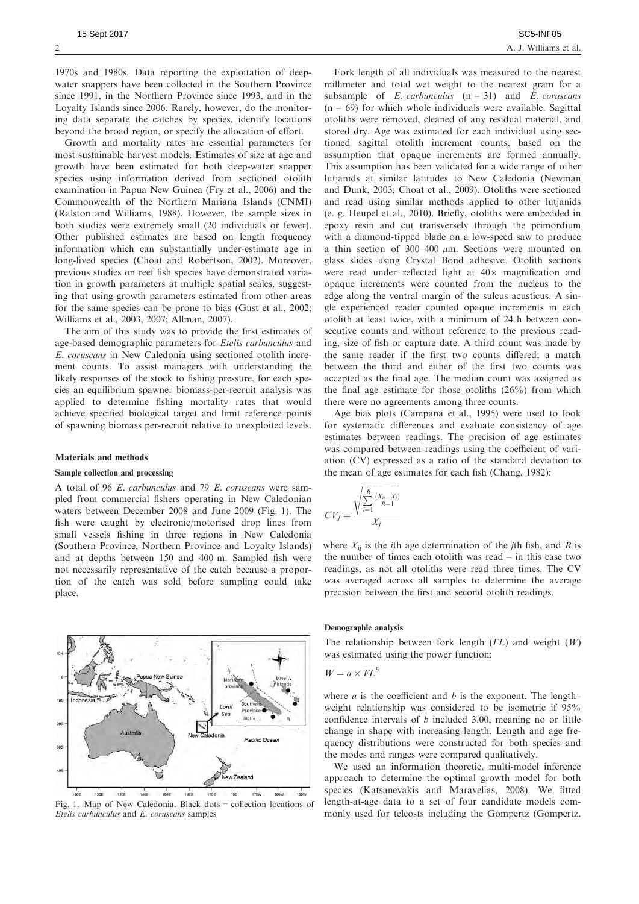1970s and 1980s. Data reporting the exploitation of deep-water snappers have been collected in the Southern Province since 1991, in the Northern Province since 1993, and in the Loyalty Islands since 2006. Rarely, however, do the monitoring data separate the catches by species, identify locations beyond the broad region, or specify the allocation of effort.

Growth and mortality rates are essential parameters for most sustainable harvest models. Estimates of size at age and growth have been estimated for both deep-water snapper species using information derived from sectioned otolith examination in Papua New Guinea (Fry et al., 2006) and the Commonwealth of the Northern Mariana Islands (CNMI) (Ralston and Williams, 1988). However, the sample sizes in both studies were extremely small (20 individuals or fewer). Other published estimates are based on length frequency information which can substantially under-estimate age in long-lived species (Choat and Robertson, 2002). Moreover, previous studies on reef fish species have demonstrated variation in growth parameters at multiple spatial scales, suggesting that using growth parameters estimated from other areas for the same species can be prone to bias (Gust et al., 2002; Williams et al., 2003, 2007; Allman, 2007).

The aim of this study was to provide the first estimates of age-based demographic parameters for *Etelis carbunculus* and *E. coruscans* in New Caledonia using sectioned otolith increment counts. To assist managers with understanding the likely responses of the stock to fishing pressure, for each species an equilibrium spawner biomass-per-recruit analysis was applied to determine fishing mortality rates that would achieve specified biological target and limit reference points of spawning biomass per-recruit relative to unexploited levels.

## Materials and methods

### Sample collection and processing

A total of 96 *E. carbunculus* and 79 *E. coruscans* were sampled from commercial fishers operating in New Caledonian waters between December 2008 and June 2009 (Fig. 1). The fish were caught by electronic/motorised drop lines from small vessels fishing in three regions in New Caledonia (Southern Province, Northern Province and Loyalty Islands) and at depths between 150 and 400 m. Sampled fish were not necessarily representative of the catch because a proportion of the catch was sold before sampling could take place.

Fig. 1. Map of New Caledonia. Black dots = collection locations of *Etelis carbunculus* and *E. coruscans* samples

Fork length of all individuals was measured to the nearest millimeter and total wet weight to the nearest gram for a subsample of *E. carbunculus* (n = 31) and *E. coruscans* (n = 69) for which whole individuals were available. Sagittal otoliths were removed, cleaned of any residual material, and stored dry. Age was estimated for each individual using sectioned sagittal otolith increment counts, based on the assumption that opaque increments are formed annually. This assumption has been validated for a wide range of other lutjanids at similar latitudes to New Caledonia (Newman and Dunk, 2003; Choat et al., 2009). Otoliths were sectioned and read using similar methods applied to other lutjanids (e. g. Heupel et al., 2010). Briefly, otoliths were embedded in epoxy resin and cut transversely through the primordium with a diamond-tipped blade on a low-speed saw to produce a thin section of 300–400 $\mu$m. Sections were mounted on glass slides using Crystal Bond adhesive. Otolith sections were read under reflected light at 40× magnification and opaque increments were counted from the nucleus to the edge along the ventral margin of the sulcus acusticus. A single experienced reader counted opaque increments in each otolith at least twice, with a minimum of 24 h between consecutive counts and without reference to the previous reading, size of fish or capture date. A third count was made by the same reader if the first two counts differed; a match between the third and either of the first two counts was accepted as the final age. The median count was assigned as the final age estimate for those otoliths (26%) from which there were no agreements among three counts.

Age bias plots (Campana et al., 1995) were used to look for systematic differences and evaluate consistency of age estimates between readings. The precision of age estimates was compared between readings using the coefficient of variation (CV) expressed as a ratio of the standard deviation to the mean of age estimates for each fish (Chang, 1982):

$$CV_j = \frac{\sqrt{\sum_{i=1}^{R} \frac{(X_{ij} - X_j)}{R-1}}}{X_j}$$

where $X_{ij}$ is the $i$th age determination of the $j$th fish, and $R$ is the number of times each otolith was read – in this case two readings, as not all otoliths were read three times. The CV was averaged across all samples to determine the average precision between the first and second otolith readings.

### Demographic analysis

The relationship between fork length ($FL$) and weight ($W$) was estimated using the power function:

$$W = a \times FL^b$$

where $a$ is the coefficient and $b$ is the exponent. The length–weight relationship was considered to be isometric if 95% confidence intervals of $b$ included 3.00, meaning no or little change in shape with increasing length. Length and age frequency distributions were constructed for both species and the modes and ranges were compared qualitatively.

We used an information theoretic, multi-model inference approach to determine the optimal growth model for both species (Katsanevakis and Maravelias, 2008). We fitted length-at-age data to a set of four candidate models commonly used for teleosts including the Gompertz (Gompertz,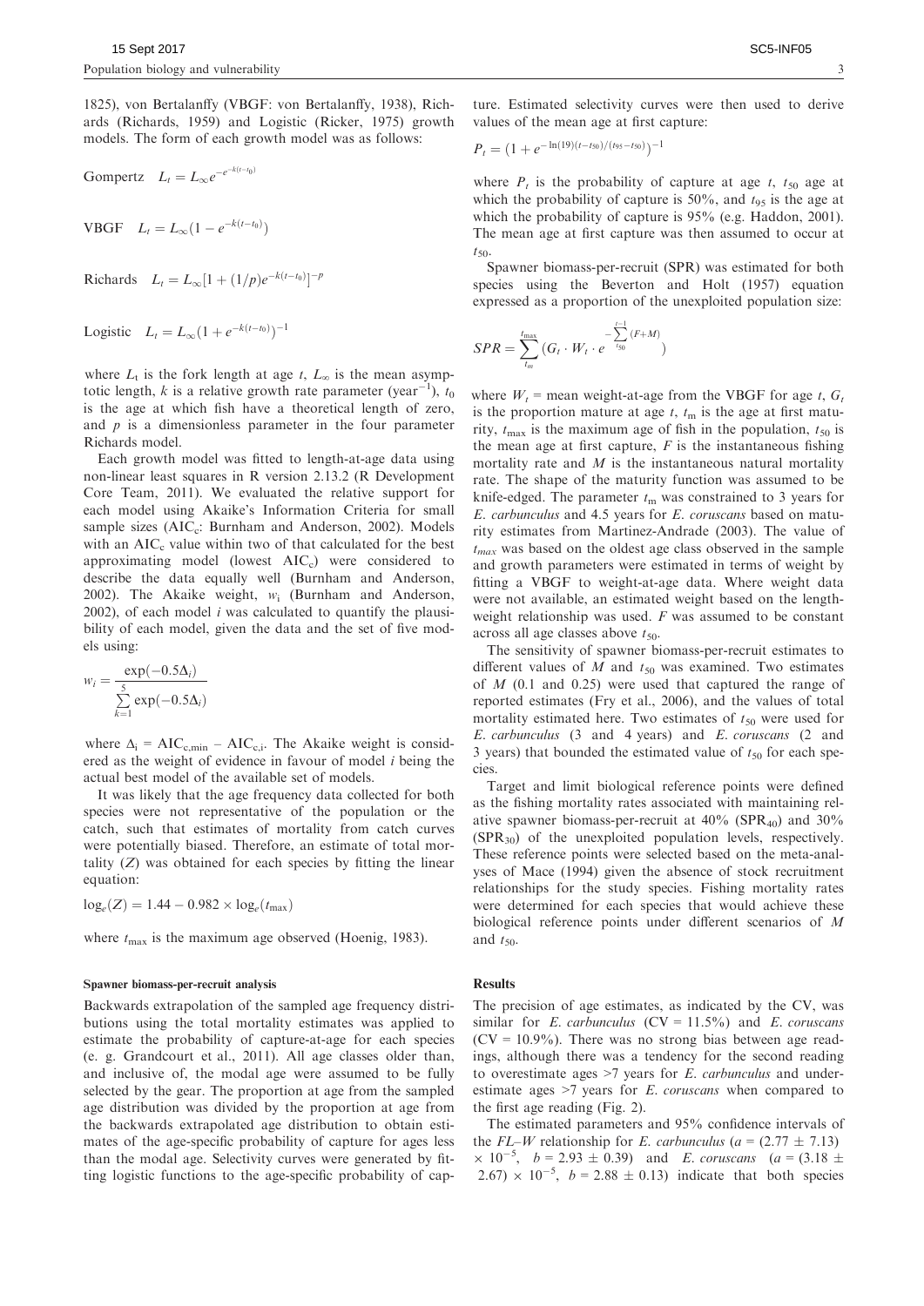1825), von Bertalanffy (VBGF: von Bertalanffy, 1938), Richards (Richards, 1959) and Logistic (Ricker, 1975) growth models. The form of each growth model was as follows:

$$\text{Gompertz} \quad L_t = L_\infty e^{-e^{-k(t-t_0)}}$$

$$\text{VBGF} \quad L_t = L_\infty (1 - e^{-k(t-t_0)})$$

$$\text{Richards} \quad L_t = L_\infty [1 + (1/p)e^{-k(t-t_0)}]^{-p}$$

$$\text{Logistic} \quad L_t = L_\infty (1 + e^{-k(t-t_0)})^{-1}$$

where $L_t$ is the fork length at age $t$, $L_\infty$ is the mean asymptotic length, $k$ is a relative growth rate parameter (year$^{-1}$), $t_0$ is the age at which fish have a theoretical length of zero, and $p$ is a dimensionless parameter in the four parameter Richards model.

Each growth model was fitted to length-at-age data using non-linear least squares in R version 2.13.2 (R Development Core Team, 2011). We evaluated the relative support for each model using Akaike's Information Criteria for small sample sizes ($AIC_c$: Burnham and Anderson, 2002). Models with an $AIC_c$ value within two of that calculated for the best approximating model (lowest $AIC_c$) were considered to describe the data equally well (Burnham and Anderson, 2002). The Akaike weight, $w_i$ (Burnham and Anderson, 2002), of each model $i$ was calculated to quantify the plausibility of each model, given the data and the set of five models using:

$$w_i = \frac{\exp(-0.5\Delta_i)}{\sum_{k=1}^{5} \exp(-0.5\Delta_i)}$$

where $\Delta_i = AIC_{c,min} - AIC_{c,i}$. The Akaike weight is considered as the weight of evidence in favour of model $i$ being the actual best model of the available set of models.

It was likely that the age frequency data collected for both species were not representative of the population or the catch, such that estimates of mortality from catch curves were potentially biased. Therefore, an estimate of total mortality ($Z$) was obtained for each species by fitting the linear equation:

$$\log_e(Z) = 1.44 - 0.982 \times \log_e(t_{\max})$$

where $t_{\max}$ is the maximum age observed (Hoenig, 1983).

### Spawner biomass-per-recruit analysis

Backwards extrapolation of the sampled age frequency distributions using the total mortality estimates was applied to estimate the probability of capture-at-age for each species (e. g. Grandcourt et al., 2011). All age classes older than, and inclusive of, the modal age were assumed to be fully selected by the gear. The proportion at age from the sampled age distribution was divided by the proportion at age from the backwards extrapolated age distribution to obtain estimates of the age-specific probability of capture for ages less than the modal age. Selectivity curves were generated by fitting logistic functions to the age-specific probability of capture. Estimated selectivity curves were then used to derive values of the mean age at first capture:

$$P_t = (1 + e^{-\ln(19)(t-t_{50})/(t_{95}-t_{50})})^{-1}$$

where $P_t$ is the probability of capture at age $t$, $t_{50}$ age at which the probability of capture is 50%, and $t_{95}$ is the age at which the probability of capture is 95% (e.g. Haddon, 2001). The mean age at first capture was then assumed to occur at $t_{50}$.

Spawner biomass-per-recruit (SPR) was estimated for both species using the Beverton and Holt (1957) equation expressed as a proportion of the unexploited population size:

$$SPR = \sum_{t_m}^{t_{\max}} (G_t \cdot W_t \cdot e^{-\sum_{t_{50}}^{t-1}(F+M)})$$

where $W_t$ = mean weight-at-age from the VBGF for age $t$, $G_t$ is the proportion mature at age $t$, $t_m$ is the age at first maturity, $t_{\max}$ is the maximum age of fish in the population, $t_{50}$ is the mean age at first capture, $F$ is the instantaneous fishing mortality rate and $M$ is the instantaneous natural mortality rate. The shape of the maturity function was assumed to be knife-edged. The parameter $t_m$ was constrained to 3 years for *E. carbunculus* and 4.5 years for *E. coruscans* based on maturity estimates from Martinez-Andrade (2003). The value of $t_{max}$ was based on the oldest age class observed in the sample and growth parameters were estimated in terms of weight by fitting a VBGF to weight-at-age data. Where weight data were not available, an estimated weight based on the length-weight relationship was used. $F$ was assumed to be constant across all age classes above $t_{50}$.

The sensitivity of spawner biomass-per-recruit estimates to different values of $M$ and $t_{50}$ was examined. Two estimates of $M$ (0.1 and 0.25) were used that captured the range of reported estimates (Fry et al., 2006), and the values of total mortality estimated here. Two estimates of $t_{50}$ were used for *E. carbunculus* (3 and 4 years) and *E. coruscans* (2 and 3 years) that bounded the estimated value of $t_{50}$ for each species.

Target and limit biological reference points were defined as the fishing mortality rates associated with maintaining relative spawner biomass-per-recruit at 40% ($SPR_{40}$) and 30% ($SPR_{30}$) of the unexploited population levels, respectively. These reference points were selected based on the meta-analyses of Mace (1994) given the absence of stock recruitment relationships for the study species. Fishing mortality rates were determined for each species that would achieve these biological reference points under different scenarios of $M$ and $t_{50}$.

## Results

The precision of age estimates, as indicated by the CV, was similar for *E. carbunculus* (CV = 11.5%) and *E. coruscans* (CV = 10.9%). There was no strong bias between age readings, although there was a tendency for the second reading to overestimate ages >7 years for *E. carbunculus* and underestimate ages >7 years for *E. coruscans* when compared to the first age reading (Fig. 2).

The estimated parameters and 95% confidence intervals of the *FL–W* relationship for *E. carbunculus* ($a = (2.77 \pm 7.13) \times 10^{-5}$, $b = 2.93 \pm 0.39$) and *E. coruscans* ($a = (3.18 \pm 2.67) \times 10^{-5}$, $b = 2.88 \pm 0.13$) indicate that both species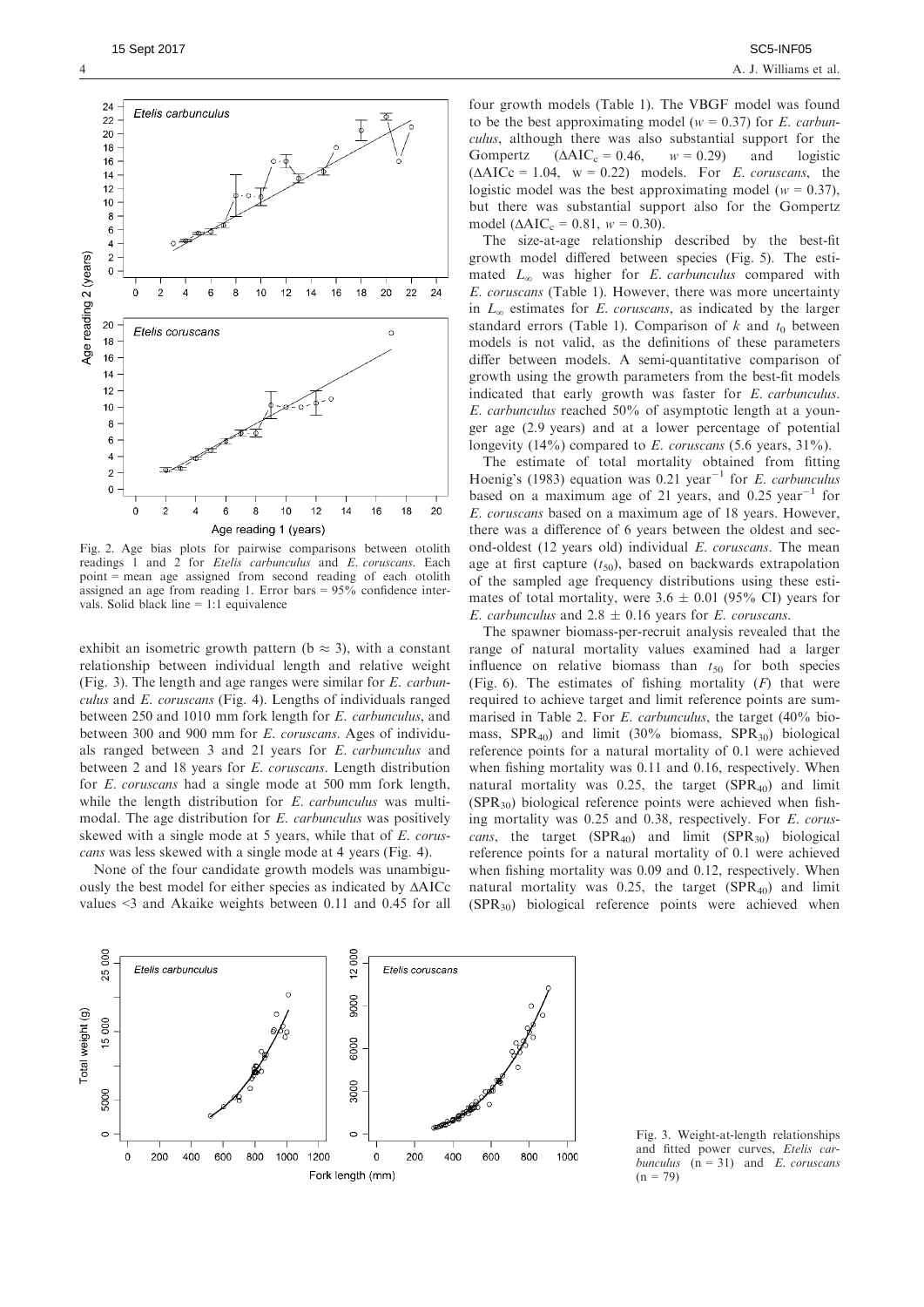Fig. 2. Age bias plots for pairwise comparisons between otolith readings 1 and 2 for *Etelis carbunculus* and *E. coruscans*. Each point = mean age assigned from second reading of each otolith assigned an age from reading 1. Error bars = 95% confidence intervals. Solid black line = 1:1 equivalence

exhibit an isometric growth pattern ($b \approx 3$), with a constant relationship between individual length and relative weight (Fig. 3). The length and age ranges were similar for *E. carbunculus* and *E. coruscans* (Fig. 4). Lengths of individuals ranged between 250 and 1010 mm fork length for *E. carbunculus*, and between 300 and 900 mm for *E. coruscans*. Ages of individuals ranged between 3 and 21 years for *E. carbunculus* and between 2 and 18 years for *E. coruscans*. Length distribution for *E. coruscans* had a single mode at 500 mm fork length, while the length distribution for *E. carbunculus* was multimodal. The age distribution for *E. carbunculus* was positively skewed with a single mode at 5 years, while that of *E. coruscans* was less skewed with a single mode at 4 years (Fig. 4).

None of the four candidate growth models was unambiguously the best model for either species as indicated by $\Delta AICc$ values <3 and Akaike weights between 0.11 and 0.45 for all four growth models (Table 1). The VBGF model was found to be the best approximating model ($w = 0.37$) for *E. carbunculus*, although there was also substantial support for the Gompertz ($\Delta AIC_c = 0.46$, $w = 0.29$) and logistic ($\Delta AICc = 1.04$, $w = 0.22$) models. For *E. coruscans*, the logistic model was the best approximating model ($w = 0.37$), but there was substantial support also for the Gompertz model ($\Delta AIC_c = 0.81$, $w = 0.30$).

The size-at-age relationship described by the best-fit growth model differed between species (Fig. 5). The estimated $L_\infty$ was higher for *E. carbunculus* compared with *E. coruscans* (Table 1). However, there was more uncertainty in $L_\infty$ estimates for *E. coruscans*, as indicated by the larger standard errors (Table 1). Comparison of $k$ and $t_0$ between models is not valid, as the definitions of these parameters differ between models. A semi-quantitative comparison of growth using the growth parameters from the best-fit models indicated that early growth was faster for *E. carbunculus*. *E. carbunculus* reached 50% of asymptotic length at a younger age (2.9 years) and at a lower percentage of potential longevity (14%) compared to *E. coruscans* (5.6 years, 31%).

The estimate of total mortality obtained from fitting Hoenig's (1983) equation was 0.21 year$^{-1}$ for *E. carbunculus* based on a maximum age of 21 years, and 0.25 year$^{-1}$ for *E. coruscans* based on a maximum age of 18 years. However, there was a difference of 6 years between the oldest and second-oldest (12 years old) individual *E. coruscans*. The mean age at first capture ($t_{50}$), based on backwards extrapolation of the sampled age frequency distributions using these estimates of total mortality, were $3.6 \pm 0.01$ (95% CI) years for *E. carbunculus* and $2.8 \pm 0.16$ years for *E. coruscans*.

The spawner biomass-per-recruit analysis revealed that the range of natural mortality values examined had a larger influence on relative biomass than $t_{50}$ for both species (Fig. 6). The estimates of fishing mortality ($F$) that were required to achieve target and limit reference points are summarised in Table 2. For *E. carbunculus*, the target (40% biomass, $SPR_{40}$) and limit (30% biomass, $SPR_{30}$) biological reference points for a natural mortality of 0.1 were achieved when fishing mortality was 0.11 and 0.16, respectively. When natural mortality was 0.25, the target ($SPR_{40}$) and limit ($SPR_{30}$) biological reference points were achieved when fishing mortality was 0.25 and 0.38, respectively. For *E. coruscans*, the target ($SPR_{40}$) and limit ($SPR_{30}$) biological reference points for a natural mortality of 0.1 were achieved when fishing mortality was 0.09 and 0.12, respectively. When natural mortality was 0.25, the target ($SPR_{40}$) and limit ($SPR_{30}$) biological reference points were achieved when

Fig. 3. Weight-at-length relationships and fitted power curves, *Etelis carbunculus* (n = 31) and *E. coruscans* (n = 79)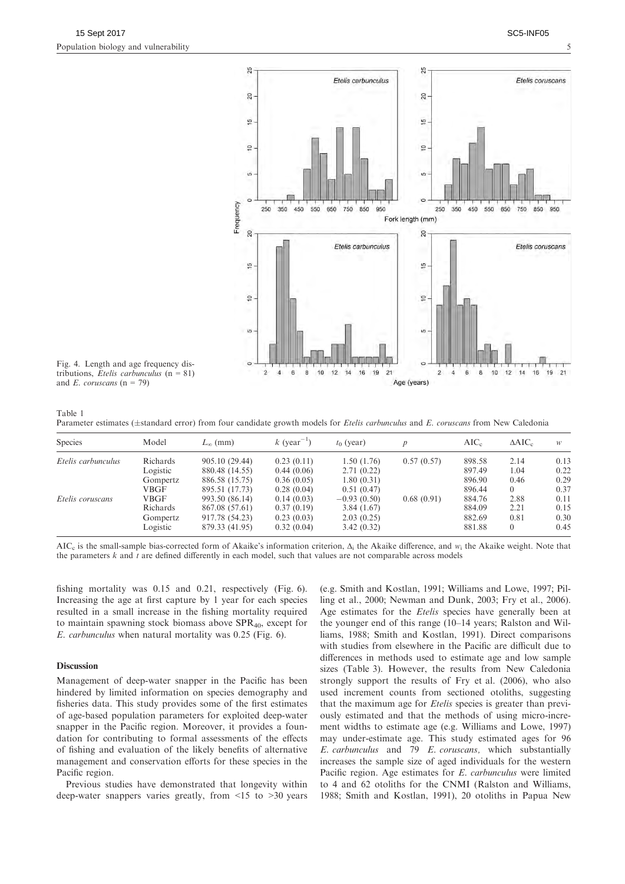Fig. 4. Length and age frequency distributions, *Etelis carbunculus* (n = 81) and *E. coruscans* (n = 79)

Table 1
Parameter estimates (±standard error) from four candidate growth models for *Etelis carbunculus* and *E. coruscans* from New Caledonia

| Species | Model | $L_\infty$ (mm) | $k$ (year$^{-1}$) | $t_0$ (year) | $p$ | AIC$_c$ | ΔAIC$_c$ | $w$ |
|---|---|---|---|---|---|---|---|---|
| *Etelis carbunculus* | Richards | 905.10 (29.44) | 0.23 (0.11) | 1.50 (1.76) | 0.57 (0.57) | 898.58 | 2.14 | 0.13 |
| | Logistic | 880.48 (14.55) | 0.44 (0.06) | 2.71 (0.22) | | 897.49 | 1.04 | 0.22 |
| | Gompertz | 886.58 (15.75) | 0.36 (0.05) | 1.80 (0.31) | | 896.90 | 0.46 | 0.29 |
| | VBGF | 895.51 (17.73) | 0.28 (0.04) | 0.51 (0.47) | | 896.44 | 0 | 0.37 |
| *Etelis coruscans* | VBGF | 993.50 (86.14) | 0.14 (0.03) | −0.93 (0.50) | | 884.76 | 2.88 | 0.11 |
| | Richards | 867.08 (57.61) | 0.37 (0.19) | 3.84 (1.67) | 0.68 (0.91) | 884.09 | 2.21 | 0.15 |
| | Gompertz | 917.78 (54.23) | 0.23 (0.03) | 2.03 (0.25) | | 882.69 | 0.81 | 0.30 |
| | Logistic | 879.33 (41.95) | 0.32 (0.04) | 3.42 (0.32) | | 881.88 | 0 | 0.45 |

AIC$_c$ is the small-sample bias-corrected form of Akaike's information criterion, $\Delta_i$ the Akaike difference, and $w_i$ the Akaike weight. Note that the parameters $k$ and $t$ are defined differently in each model, such that values are not comparable across models

fishing mortality was 0.15 and 0.21, respectively (Fig. 6). Increasing the age at first capture by 1 year for each species resulted in a small increase in the fishing mortality required to maintain spawning stock biomass above SPR$_{40}$, except for *E. carbunculus* when natural mortality was 0.25 (Fig. 6).

## Discussion

Management of deep-water snapper in the Pacific has been hindered by limited information on species demography and fisheries data. This study provides some of the first estimates of age-based population parameters for exploited deep-water snapper in the Pacific region. Moreover, it provides a foundation for contributing to formal assessments of the effects of fishing and evaluation of the likely benefits of alternative management and conservation efforts for these species in the Pacific region.

Previous studies have demonstrated that longevity within deep-water snappers varies greatly, from <15 to >30 years (e.g. Smith and Kostlan, 1991; Williams and Lowe, 1997; Pilling et al., 2000; Newman and Dunk, 2003; Fry et al., 2006). Age estimates for the *Etelis* species have generally been at the younger end of this range (10–14 years; Ralston and Williams, 1988; Smith and Kostlan, 1991). Direct comparisons with studies from elsewhere in the Pacific are difficult due to differences in methods used to estimate age and low sample sizes (Table 3). However, the results from New Caledonia strongly support the results of Fry et al. (2006), who also used increment counts from sectioned otoliths, suggesting that the maximum age for *Etelis* species is greater than previously estimated and that the methods of using micro-increment widths to estimate age (e.g. Williams and Lowe, 1997) may under-estimate age. This study estimated ages for 96 *E. carbunculus* and 79 *E. coruscans,* which substantially increases the sample size of aged individuals for the western Pacific region. Age estimates for *E. carbunculus* were limited to 4 and 62 otoliths for the CNMI (Ralston and Williams, 1988; Smith and Kostlan, 1991), 20 otoliths in Papua New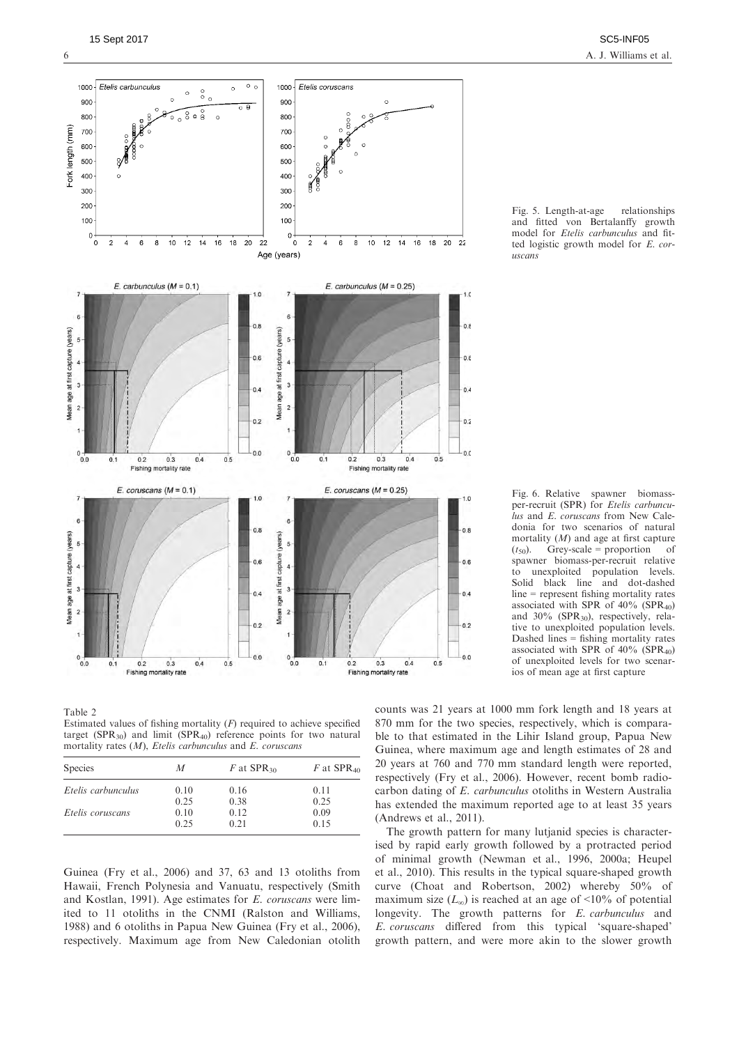Fig. 5. Length-at-age relationships and fitted von Bertalanffy growth model for *Etelis carbunculus* and fitted logistic growth model for *E. coruscans*

Fig. 6. Relative spawner biomass-per-recruit (SPR) for *Etelis carbunculus* and *E. coruscans* from New Caledonia for two scenarios of natural mortality ($M$) and age at first capture ($t_{50}$). Grey-scale = proportion of spawner biomass-per-recruit relative to unexploited population levels. Solid black line and dot-dashed line = represent fishing mortality rates associated with SPR of 40% ($SPR_{40}$) and 30% ($SPR_{30}$), respectively, relative to unexploited population levels. Dashed lines = fishing mortality rates associated with SPR of 40% ($SPR_{40}$) of unexploited levels for two scenarios of mean age at first capture

Table 2
Estimated values of fishing mortality ($F$) required to achieve specified target ($SPR_{30}$) and limit ($SPR_{40}$) reference points for two natural mortality rates ($M$), *Etelis carbunculus* and *E. coruscans*

| Species | $M$ | $F$ at $SPR_{30}$ | $F$ at $SPR_{40}$ |
|---|---|---|---|
| *Etelis carbunculus* | 0.10 | 0.16 | 0.11 |
| | 0.25 | 0.38 | 0.25 |
| *Etelis coruscans* | 0.10 | 0.12 | 0.09 |
| | 0.25 | 0.21 | 0.15 |

Guinea (Fry et al., 2006) and 37, 63 and 13 otoliths from Hawaii, French Polynesia and Vanuatu, respectively (Smith and Kostlan, 1991). Age estimates for *E. coruscans* were limited to 11 otoliths in the CNMI (Ralston and Williams, 1988) and 6 otoliths in Papua New Guinea (Fry et al., 2006), respectively. Maximum age from New Caledonian otolith counts was 21 years at 1000 mm fork length and 18 years at 870 mm for the two species, respectively, which is comparable to that estimated in the Lihir Island group, Papua New Guinea, where maximum age and length estimates of 28 and 20 years at 760 and 770 mm standard length were reported, respectively (Fry et al., 2006). However, recent bomb radiocarbon dating of *E. carbunculus* otoliths in Western Australia has extended the maximum reported age to at least 35 years (Andrews et al., 2011).

The growth pattern for many lutjanid species is characterised by rapid early growth followed by a protracted period of minimal growth (Newman et al., 1996, 2000a; Heupel et al., 2010). This results in the typical square-shaped growth curve (Choat and Robertson, 2002) whereby 50% of maximum size ($L_{\infty}$) is reached at an age of <10% of potential longevity. The growth patterns for *E. carbunculus* and *E. coruscans* differed from this typical 'square-shaped' growth pattern, and were more akin to the slower growth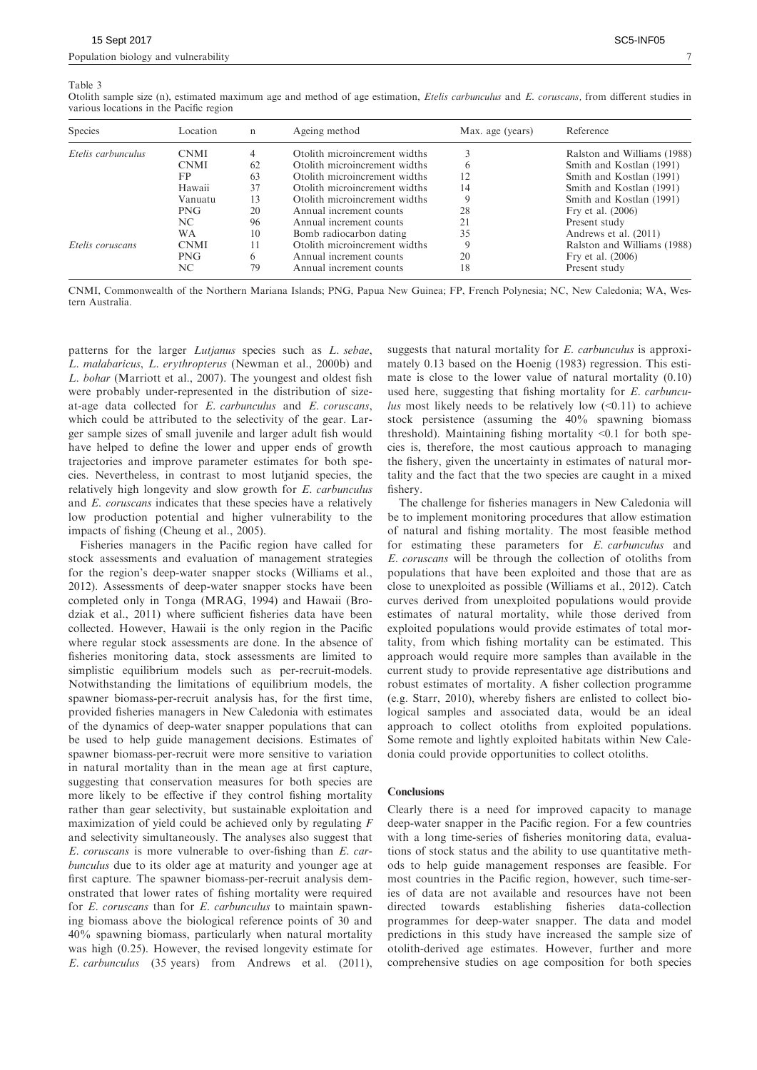Table 3

Otolith sample size (n), estimated maximum age and method of age estimation, *Etelis carbunculus* and *E. coruscans*, from different studies in various locations in the Pacific region

| Species | Location | n | Ageing method | Max. age (years) | Reference |
|---|---|---|---|---|---|
| *Etelis carbunculus* | CNMI | 4 | Otolith microincrement widths | 3 | Ralston and Williams (1988) |
| | CNMI | 62 | Otolith microincrement widths | 6 | Smith and Kostlan (1991) |
| | FP | 63 | Otolith microincrement widths | 12 | Smith and Kostlan (1991) |
| | Hawaii | 37 | Otolith microincrement widths | 14 | Smith and Kostlan (1991) |
| | Vanuatu | 13 | Otolith microincrement widths | 9 | Smith and Kostlan (1991) |
| | PNG | 20 | Annual increment counts | 28 | Fry et al. (2006) |
| | NC | 96 | Annual increment counts | 21 | Present study |
| | WA | 10 | Bomb radiocarbon dating | 35 | Andrews et al. (2011) |
| *Etelis coruscans* | CNMI | 11 | Otolith microincrement widths | 9 | Ralston and Williams (1988) |
| | PNG | 6 | Annual increment counts | 20 | Fry et al. (2006) |
| | NC | 79 | Annual increment counts | 18 | Present study |

CNMI, Commonwealth of the Northern Mariana Islands; PNG, Papua New Guinea; FP, French Polynesia; NC, New Caledonia; WA, Western Australia.

patterns for the larger *Lutjanus* species such as *L. sebae*, *L. malabaricus*, *L. erythropterus* (Newman et al., 2000b) and *L. bohar* (Marriott et al., 2007). The youngest and oldest fish were probably under-represented in the distribution of size-at-age data collected for *E. carbunculus* and *E. coruscans*, which could be attributed to the selectivity of the gear. Larger sample sizes of small juvenile and larger adult fish would have helped to define the lower and upper ends of growth trajectories and improve parameter estimates for both species. Nevertheless, in contrast to most lutjanid species, the relatively high longevity and slow growth for *E. carbunculus* and *E. coruscans* indicates that these species have a relatively low production potential and higher vulnerability to the impacts of fishing (Cheung et al., 2005).

Fisheries managers in the Pacific region have called for stock assessments and evaluation of management strategies for the region's deep-water snapper stocks (Williams et al., 2012). Assessments of deep-water snapper stocks have been completed only in Tonga (MRAG, 1994) and Hawaii (Brodziak et al., 2011) where sufficient fisheries data have been collected. However, Hawaii is the only region in the Pacific where regular stock assessments are done. In the absence of fisheries monitoring data, stock assessments are limited to simplistic equilibrium models such as per-recruit-models. Notwithstanding the limitations of equilibrium models, the spawner biomass-per-recruit analysis has, for the first time, provided fisheries managers in New Caledonia with estimates of the dynamics of deep-water snapper populations that can be used to help guide management decisions. Estimates of spawner biomass-per-recruit were more sensitive to variation in natural mortality than in the mean age at first capture, suggesting that conservation measures for both species are more likely to be effective if they control fishing mortality rather than gear selectivity, but sustainable exploitation and maximization of yield could be achieved only by regulating $F$ and selectivity simultaneously. The analyses also suggest that *E. coruscans* is more vulnerable to over-fishing than *E. carbunculus* due to its older age at maturity and younger age at first capture. The spawner biomass-per-recruit analysis demonstrated that lower rates of fishing mortality were required for *E. coruscans* than for *E. carbunculus* to maintain spawning biomass above the biological reference points of 30 and 40% spawning biomass, particularly when natural mortality was high (0.25). However, the revised longevity estimate for *E. carbunculus* (35 years) from Andrews et al. (2011), suggests that natural mortality for *E. carbunculus* is approximately 0.13 based on the Hoenig (1983) regression. This estimate is close to the lower value of natural mortality (0.10) used here, suggesting that fishing mortality for *E. carbunculus* most likely needs to be relatively low (<0.11) to achieve stock persistence (assuming the 40% spawning biomass threshold). Maintaining fishing mortality <0.1 for both species is, therefore, the most cautious approach to managing the fishery, given the uncertainty in estimates of natural mortality and the fact that the two species are caught in a mixed fishery.

The challenge for fisheries managers in New Caledonia will be to implement monitoring procedures that allow estimation of natural and fishing mortality. The most feasible method for estimating these parameters for *E. carbunculus* and *E. coruscans* will be through the collection of otoliths from populations that have been exploited and those that are as close to unexploited as possible (Williams et al., 2012). Catch curves derived from unexploited populations would provide estimates of natural mortality, while those derived from exploited populations would provide estimates of total mortality, from which fishing mortality can be estimated. This approach would require more samples than available in the current study to provide representative age distributions and robust estimates of mortality. A fisher collection programme (e.g. Starr, 2010), whereby fishers are enlisted to collect biological samples and associated data, would be an ideal approach to collect otoliths from exploited populations. Some remote and lightly exploited habitats within New Caledonia could provide opportunities to collect otoliths.

## Conclusions

Clearly there is a need for improved capacity to manage deep-water snapper in the Pacific region. For a few countries with a long time-series of fisheries monitoring data, evaluations of stock status and the ability to use quantitative methods to help guide management responses are feasible. For most countries in the Pacific region, however, such time-series of data are not available and resources have not been directed towards establishing fisheries data-collection programmes for deep-water snapper. The data and model predictions in this study have increased the sample size of otolith-derived age estimates. However, further and more comprehensive studies on age composition for both species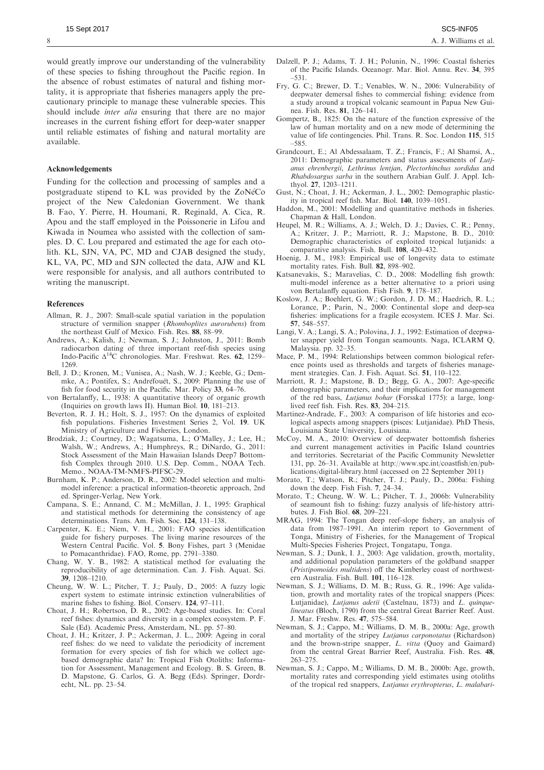would greatly improve our understanding of the vulnerability of these species to fishing throughout the Pacific region. In the absence of robust estimates of natural and fishing mortality, it is appropriate that fisheries managers apply the precautionary principle to manage these vulnerable species. This should include *inter alia* ensuring that there are no major increases in the current fishing effort for deep-water snapper until reliable estimates of fishing and natural mortality are available.

### Acknowledgements

Funding for the collection and processing of samples and a postgraduate stipend to KL was provided by the ZoNéCo project of the New Caledonian Government. We thank B. Fao, Y. Pierre, H. Houmani, R. Reginald, A. Cica, R. Apou and the staff employed in the Poissonerie in Lifou and Kiwada in Noumea who assisted with the collection of samples. D. C. Lou prepared and estimated the age for each otolith. KL, SJN, VA, PC, MD and CJAB designed the study, KL, VA, PC, MD and SJN collected the data, AJW and KL were responsible for analysis, and all authors contributed to writing the manuscript.

### References

- Allman, R. J., 2007: Small-scale spatial variation in the population structure of vermilion snapper (*Rhomboplites aurorubens*) from the northeast Gulf of Mexico. Fish. Res. **88**, 88–99.
- Andrews, A.; Kalish, J.; Newman, S. J.; Johnston, J., 2011: Bomb radiocarbon dating of three important reef-fish species using Indo-Pacific $\Delta^{14}$C chronologies. Mar. Freshwat. Res. **62**, 1259–1269.
- Bell, J. D.; Kronen, M.; Vunisea, A.; Nash, W. J.; Keeble, G.; Demmke, A.; Pontifex, S.; Andréfouët, S., 2009: Planning the use of fish for food security in the Pacific. Mar. Policy **33**, 64–76.
- von Bertalanffy, L., 1938: A quantitative theory of organic growth (Inquiries on growth laws II). Human Biol. **10**, 181–213.
- Beverton, R. J. H.; Holt, S. J., 1957: On the dynamics of exploited fish populations. Fisheries Investment Series 2, Vol. **19**. UK Ministry of Agriculture and Fisheries, London.
- Brodziak, J.; Courtney, D.; Wagatsuma, L.; O'Malley, J.; Lee, H.; Walsh, W.; Andrews, A.; Humphreys, R.; DiNardo, G., 2011: Stock Assessment of the Main Hawaiian Islands Deep7 Bottomfish Complex through 2010. U.S. Dep. Comm., NOAA Tech. Memo., NOAA-TM-NMFS-PIFSC-29.
- Burnham, K. P.; Anderson, D. R., 2002: Model selection and multimodel inference: a practical information-theoretic approach, 2nd ed. Springer-Verlag, New York.
- Campana, S. E.; Annand, C. M.; McMillan, J. I., 1995: Graphical and statistical methods for determining the consistency of age determinations. Trans. Am. Fish. Soc. **124**, 131–138.
- Carpenter, K. E.; Niem, V. H., 2001: FAO species identification guide for fishery purposes. The living marine resources of the Western Central Pacific. Vol. **5**. Bony Fishes, part 3 (Menidae to Pomacanthridae). FAO, Rome, pp. 2791–3380.
- Chang, W. Y. B., 1982: A statistical method for evaluating the reproducibility of age determination. Can. J. Fish. Aquat. Sci. **39**, 1208–1210.
- Cheung, W. W. L.; Pitcher, T. J.; Pauly, D., 2005: A fuzzy logic expert system to estimate intrinsic extinction vulnerabilities of marine fishes to fishing. Biol. Conserv. **124**, 97–111.
- Choat, J. H.; Robertson, D. R., 2002: Age-based studies. In: Coral reef fishes: dynamics and diversity in a complex ecosystem. P. F. Sale (Ed). Academic Press, Amsterdam, NL. pp. 57–80.
- Choat, J. H.; Kritzer, J. P.; Ackerman, J. L., 2009: Ageing in coral reef fishes: do we need to validate the periodicity of increment formation for every species of fish for which we collect age-based demographic data? In: Tropical Fish Otoliths: Information for Assessment, Management and Ecology. B. S. Green, B. D. Mapstone, G. Carlos, G. A. Begg (Eds). Springer, Dordrecht, NL. pp. 23–54.
- Dalzell, P. J.; Adams, T. J. H.; Polunin, N., 1996: Coastal fisheries of the Pacific Islands. Oceanogr. Mar. Biol. Annu. Rev. **34**, 395–531.
- Fry, G. C.; Brewer, D. T.; Venables, W. N., 2006: Vulnerability of deepwater demersal fishes to commercial fishing: evidence from a study around a tropical volcanic seamount in Papua New Guinea. Fish. Res. **81**, 126–141.
- Gompertz, B., 1825: On the nature of the function expressive of the law of human mortality and on a new mode of determining the value of life contingencies. Phil. Trans. R. Soc. London **115**, 515–585.
- Grandcourt, E.; Al Abdessalaam, T. Z.; Francis, F.; Al Shamsi, A., 2011: Demographic parameters and status assessments of *Lutjanus ehrenbergii*, *Lethrinus lentjan*, *Plectorhinchus sordidus* and *Rhabdosargus sarba* in the southern Arabian Gulf. J. Appl. Ichthyol. **27**, 1203–1211.
- Gust, N.; Choat, J. H.; Ackerman, J. L., 2002: Demographic plasticity in tropical reef fish. Mar. Biol. **140**, 1039–1051.
- Haddon, M., 2001: Modelling and quantitative methods in fisheries. Chapman & Hall, London.
- Heupel, M. R.; Williams, A. J.; Welch, D. J.; Davies, C. R.; Penny, A.; Kritzer, J. P.; Marriott, R. J.; Mapstone, B. D., 2010: Demographic characteristics of exploited tropical lutjanids: a comparative analysis. Fish. Bull. **108**, 420–432.
- Hoenig, J. M., 1983: Empirical use of longevity data to estimate mortality rates. Fish. Bull. **82**, 898–902.
- Katsanevakis, S.; Maravelias, C. D., 2008: Modelling fish growth: multi-model inference as a better alternative to a priori using von Bertalanffy equation. Fish Fish. **9**, 178–187.
- Koslow, J. A.; Boehlert, G. W.; Gordon, J. D. M.; Haedrich, R. L.; Lorance, P.; Parin, N., 2000: Continental slope and deep-sea fisheries: implications for a fragile ecosystem. ICES J. Mar. Sci. **57**, 548–557.
- Langi, V. A.; Langi, S. A.; Polovina, J. J., 1992: Estimation of deepwater snapper yield from Tongan seamounts. Naga, ICLARM Q, Malaysia. pp. 32–35.
- Mace, P. M., 1994: Relationships between common biological reference points used as thresholds and targets of fisheries management strategies. Can. J. Fish. Aquat. Sci. **51**, 110–122.
- Marriott, R. J.; Mapstone, B. D.; Begg, G. A., 2007: Age-specific demographic parameters, and their implications for management of the red bass, *Lutjanus bohar* (Forsskal 1775): a large, long-lived reef fish. Fish. Res. **83**, 204–215.
- Martinez-Andrade, F., 2003: A comparison of life histories and ecological aspects among snappers (pisces: Lutjanidae). PhD Thesis, Louisiana State University, Louisiana.
- McCoy, M. A., 2010: Overview of deepwater bottomfish fisheries and current management activities in Pacific Island countries and territories. Secretariat of the Pacific Community Newsletter 131, pp. 26–31. Available at http://www.spc.int/coastfish/en/publications/digital-library.html (accessed on 22 September 2011)
- Morato, T.; Watson, R.; Pitcher, T. J.; Pauly, D., 2006a: Fishing down the deep. Fish Fish. **7**, 24–34.
- Morato, T.; Cheung, W. W. L.; Pitcher, T. J., 2006b: Vulnerability of seamount fish to fishing: fuzzy analysis of life-history attributes. J. Fish Biol. **68**, 209–221.
- MRAG, 1994: The Tongan deep reef-slope fishery, an analysis of data from 1987–1991. An interim report to Government of Tonga, Ministry of Fisheries, for the Management of Tropical Multi-Species Fisheries Project, Tongatapu, Tonga.
- Newman, S. J.; Dunk, I. J., 2003: Age validation, growth, mortality, and additional population parameters of the goldband snapper (*Pristipomoides multidens*) off the Kimberley coast of northwestern Australia. Fish. Bull. **101**, 116–128.
- Newman, S. J.; Williams, D. M. B.; Russ, G. R., 1996: Age validation, growth and mortality rates of the tropical snappers (Pices: Lutjanidae), *Lutjanus adetii* (Castelnau, 1873) and *L. quinquelineatus* (Bloch, 1790) from the central Great Barrier Reef. Aust. J. Mar. Freshw. Res. **47**, 575–584.
- Newman, S. J.; Cappo, M.; Williams, D. M. B., 2000a: Age, growth and mortality of the stripey *Lutjanus carponotatus* (Richardson) and the brown-stripe snapper, *L. vitta* (Quoy and Gaimard) from the central Great Barrier Reef, Australia. Fish. Res. **48**, 263–275.
- Newman, S. J.; Cappo, M.; Williams, D. M. B., 2000b: Age, growth, mortality rates and corresponding yield estimates using otoliths of the tropical red snappers, *Lutjanus erythropterus*, *L. malabari-*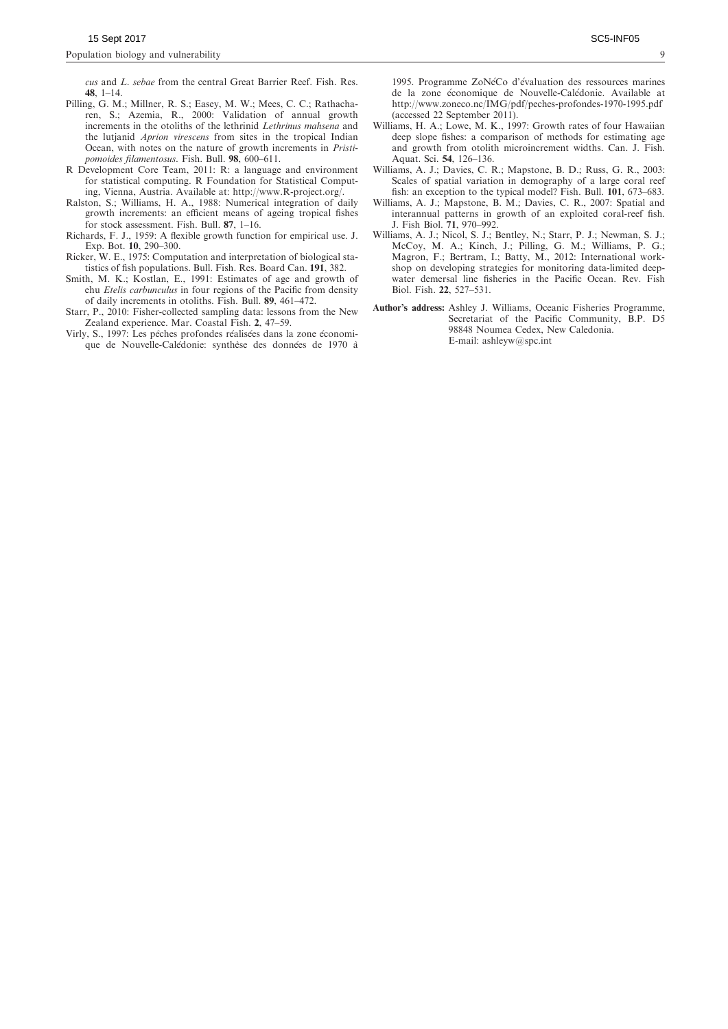*cus* and *L. sebae* from the central Great Barrier Reef. Fish. Res. **48**, 1–14.

Pilling, G. M.; Millner, R. S.; Easey, M. W.; Mees, C. C.; Rathacharen, S.; Azemia, R., 2000: Validation of annual growth increments in the otoliths of the lethrinid *Lethrinus mahsena* and the lutjanid *Aprion virescens* from sites in the tropical Indian Ocean, with notes on the nature of growth increments in *Pristipomoides filamentosus*. Fish. Bull. **98**, 600–611.

R Development Core Team, 2011: R: a language and environment for statistical computing. R Foundation for Statistical Computing, Vienna, Austria. Available at: http://www.R-project.org/.

Ralston, S.; Williams, H. A., 1988: Numerical integration of daily growth increments: an efficient means of ageing tropical fishes for stock assessment. Fish. Bull. **87**, 1–16.

Richards, F. J., 1959: A flexible growth function for empirical use. J. Exp. Bot. **10**, 290–300.

Ricker, W. E., 1975: Computation and interpretation of biological statistics of fish populations. Bull. Fish. Res. Board Can. **191**, 382.

Smith, M. K.; Kostlan, E., 1991: Estimates of age and growth of ehu *Etelis carbunculus* in four regions of the Pacific from density of daily increments in otoliths. Fish. Bull. **89**, 461–472.

Starr, P., 2010: Fisher-collected sampling data: lessons from the New Zealand experience. Mar. Coastal Fish. **2**, 47–59.

Virly, S., 1997: Les péches profondes réalisées dans la zone économique de Nouvelle-Calédonie: synthèse des donnéesde 1970 à 1995. Programme ZoNéCo d'évaluation des ressources marines de la zone économique de Nouvelle-Calédonie. Available at http://www.zoneco.nc/IMG/pdf/peches-profondes-1970-1995.pdf (accessed 22 September 2011).

Williams, H. A.; Lowe, M. K., 1997: Growth rates of four Hawaiian deep slope fishes: a comparison of methods for estimating age and growth from otolith microincrement widths. Can. J. Fish. Aquat. Sci. **54**, 126–136.

Williams, A. J.; Davies, C. R.; Mapstone, B. D.; Russ, G. R., 2003: Scales of spatial variation in demography of a large coral reef fish: an exception to the typical model? Fish. Bull. **101**, 673–683.

Williams, A. J.; Mapstone, B. M.; Davies, C. R., 2007: Spatial and interannual patterns in growth of an exploited coral-reef fish. J. Fish Biol. **71**, 970–992.

Williams, A. J.; Nicol, S. J.; Bentley, N.; Starr, P. J.; Newman, S. J.; McCoy, M. A.; Kinch, J.; Pilling, G. M.; Williams, P. G.; Magron, F.; Bertram, I.; Batty, M., 2012: International workshop on developing strategies for monitoring data-limited deepwater demersal line fisheries in the Pacific Ocean. Rev. Fish Biol. Fish. **22**, 527–531.

**Author's address:** Ashley J. Williams, Oceanic Fisheries Programme, Secretariat of the Pacific Community, B.P. D5 98848 Noumea Cedex, New Caledonia.
E-mail: ashleyw@spc.int